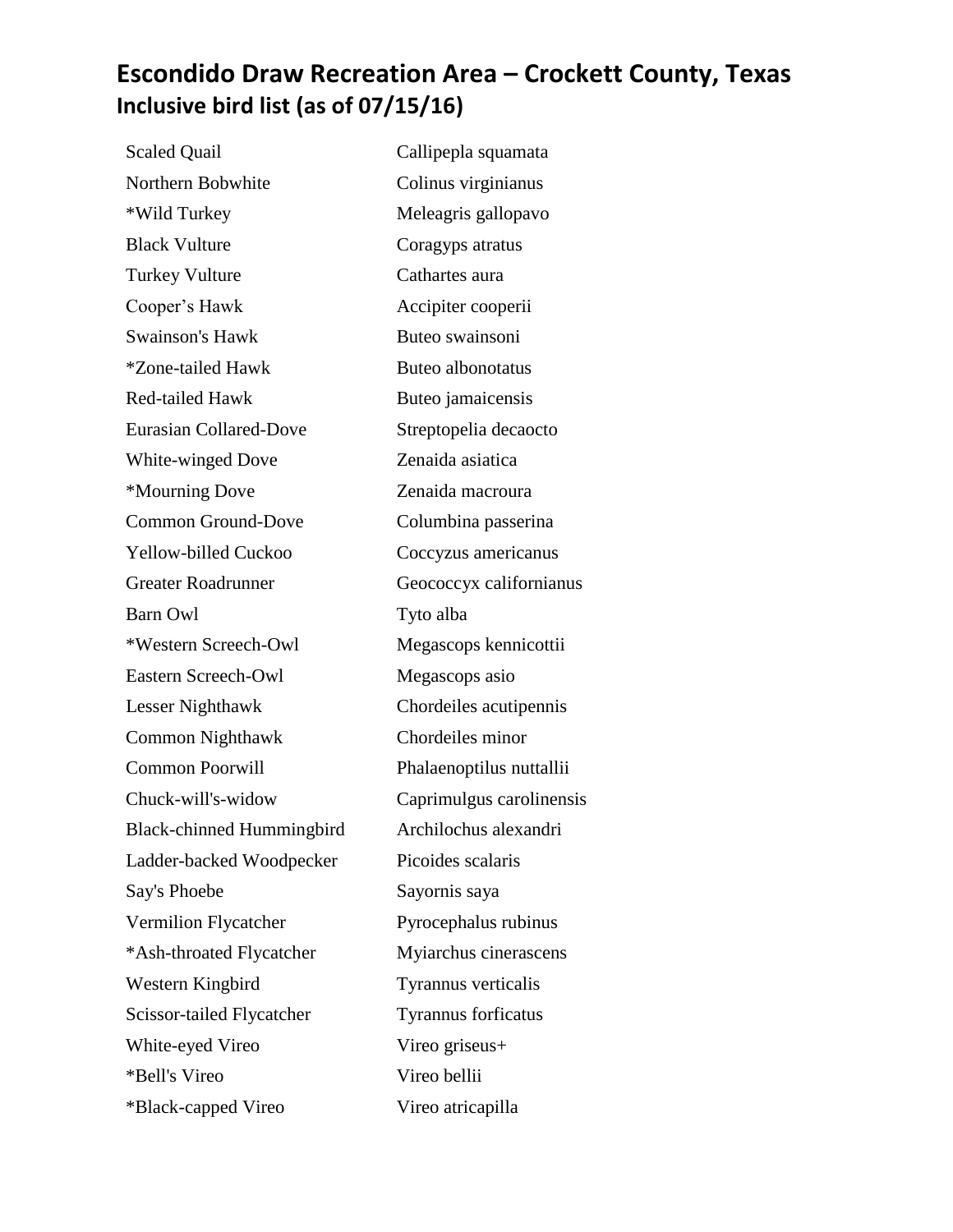# Escondido Draw Recreation Area – Crockett County, Texas

## Inclusive bird list (as of 07/15/16)

| | |
|---|---|
| Scaled Quail | Callipepla squamata |
| Northern Bobwhite | Colinus virginianus |
| *Wild Turkey | Meleagris gallopavo |
| Black Vulture | Coragyps atratus |
| Turkey Vulture | Cathartes aura |
| Cooper's Hawk | Accipiter cooperii |
| Swainson's Hawk | Buteo swainsoni |
| *Zone-tailed Hawk | Buteo albonotatus |
| Red-tailed Hawk | Buteo jamaicensis |
| Eurasian Collared-Dove | Streptopelia decaocto |
| White-winged Dove | Zenaida asiatica |
| *Mourning Dove | Zenaida macroura |
| Common Ground-Dove | Columbina passerina |
| Yellow-billed Cuckoo | Coccyzus americanus |
| Greater Roadrunner | Geococcyx californianus |
| Barn Owl | Tyto alba |
| *Western Screech-Owl | Megascops kennicottii |
| Eastern Screech-Owl | Megascops asio |
| Lesser Nighthawk | Chordeiles acutipennis |
| Common Nighthawk | Chordeiles minor |
| Common Poorwill | Phalaenoptilus nuttallii |
| Chuck-will's-widow | Caprimulgus carolinensis |
| Black-chinned Hummingbird | Archilochus alexandri |
| Ladder-backed Woodpecker | Picoides scalaris |
| Say's Phoebe | Sayornis saya |
| Vermilion Flycatcher | Pyrocephalus rubinus |
| *Ash-throated Flycatcher | Myiarchus cinerascens |
| Western Kingbird | Tyrannus verticalis |
| Scissor-tailed Flycatcher | Tyrannus forficatus |
| White-eyed Vireo | Vireo griseus+ |
| *Bell's Vireo | Vireo bellii |
| *Black-capped Vireo | Vireo atricapilla |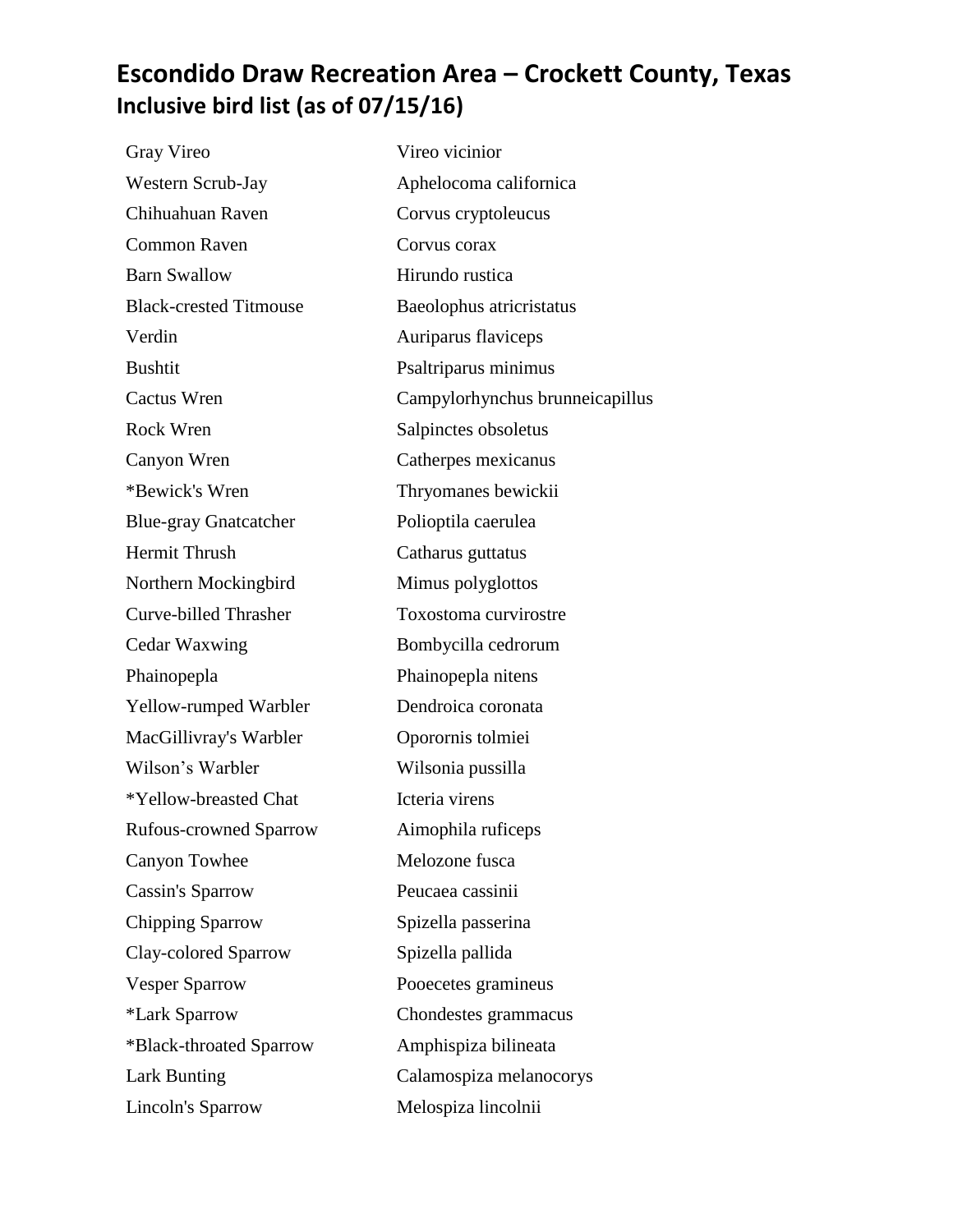# Escondido Draw Recreation Area – Crockett County, Texas

## Inclusive bird list (as of 07/15/16)

| | |
|---|---|
| Gray Vireo | Vireo vicinior |
| Western Scrub-Jay | Aphelocoma californica |
| Chihuahuan Raven | Corvus cryptoleucus |
| Common Raven | Corvus corax |
| Barn Swallow | Hirundo rustica |
| Black-crested Titmouse | Baeolophus atricristatus |
| Verdin | Auriparus flaviceps |
| Bushtit | Psaltriparus minimus |
| Cactus Wren | Campylorhynchus brunneicapillus |
| Rock Wren | Salpinctes obsoletus |
| Canyon Wren | Catherpes mexicanus |
| *Bewick's Wren | Thryomanes bewickii |
| Blue-gray Gnatcatcher | Polioptila caerulea |
| Hermit Thrush | Catharus guttatus |
| Northern Mockingbird | Mimus polyglottos |
| Curve-billed Thrasher | Toxostoma curvirostre |
| Cedar Waxwing | Bombycilla cedrorum |
| Phainopepla | Phainopepla nitens |
| Yellow-rumped Warbler | Dendroica coronata |
| MacGillivray's Warbler | Oporornis tolmiei |
| Wilson's Warbler | Wilsonia pussilla |
| *Yellow-breasted Chat | Icteria virens |
| Rufous-crowned Sparrow | Aimophila ruficeps |
| Canyon Towhee | Melozone fusca |
| Cassin's Sparrow | Peucaea cassinii |
| Chipping Sparrow | Spizella passerina |
| Clay-colored Sparrow | Spizella pallida |
| Vesper Sparrow | Pooecetes gramineus |
| *Lark Sparrow | Chondestes grammacus |
| *Black-throated Sparrow | Amphispiza bilineata |
| Lark Bunting | Calamospiza melanocorys |
| Lincoln's Sparrow | Melospiza lincolnii |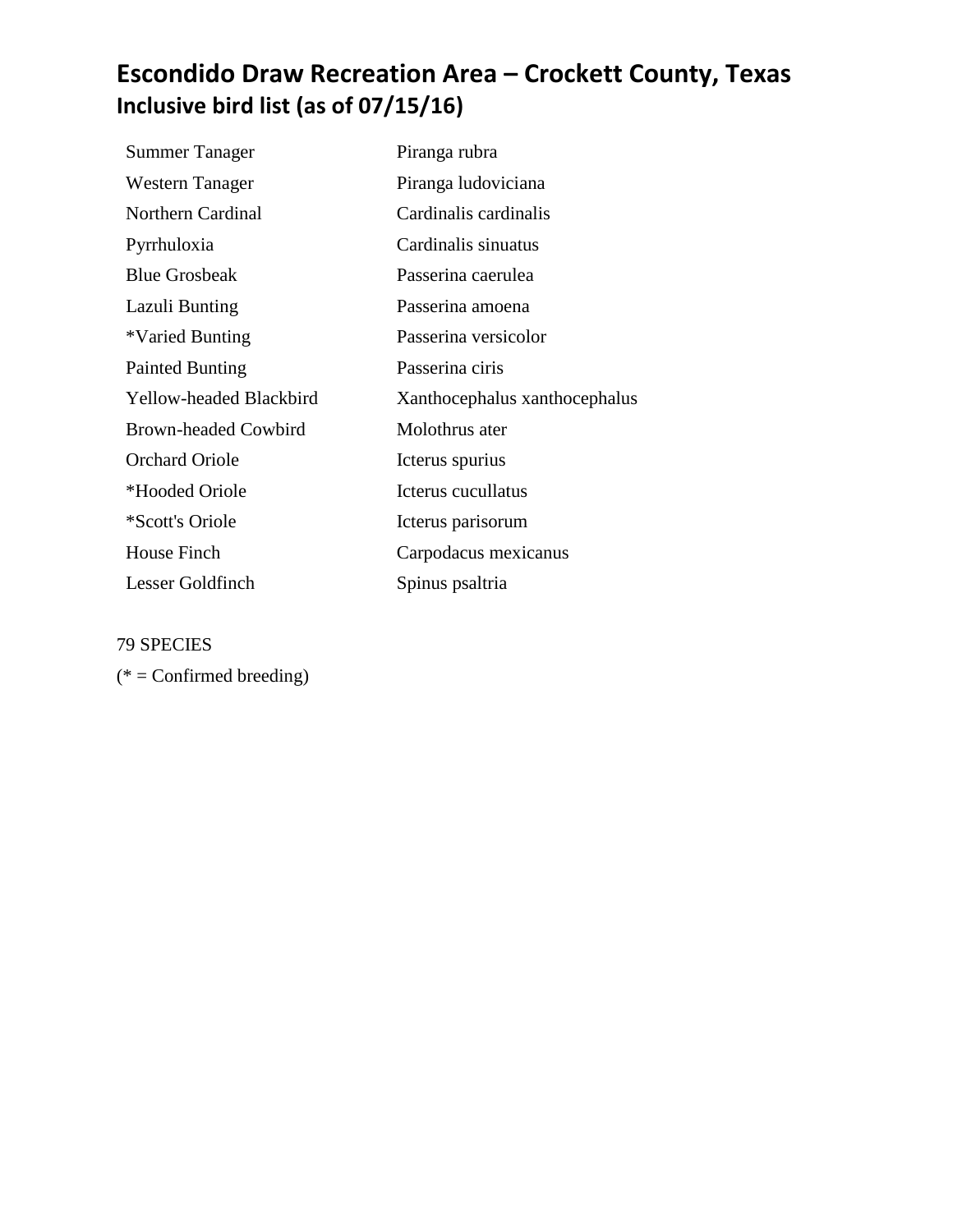# Escondido Draw Recreation Area – Crockett County, Texas
## Inclusive bird list (as of 07/15/16)

| | |
|---|---|
| Summer Tanager | Piranga rubra |
| Western Tanager | Piranga ludoviciana |
| Northern Cardinal | Cardinalis cardinalis |
| Pyrrhuloxia | Cardinalis sinuatus |
| Blue Grosbeak | Passerina caerulea |
| Lazuli Bunting | Passerina amoena |
| *Varied Bunting | Passerina versicolor |
| Painted Bunting | Passerina ciris |
| Yellow-headed Blackbird | Xanthocephalus xanthocephalus |
| Brown-headed Cowbird | Molothrus ater |
| Orchard Oriole | Icterus spurius |
| *Hooded Oriole | Icterus cucullatus |
| *Scott's Oriole | Icterus parisorum |
| House Finch | Carpodacus mexicanus |
| Lesser Goldfinch | Spinus psaltria |

79 SPECIES

(* = Confirmed breeding)